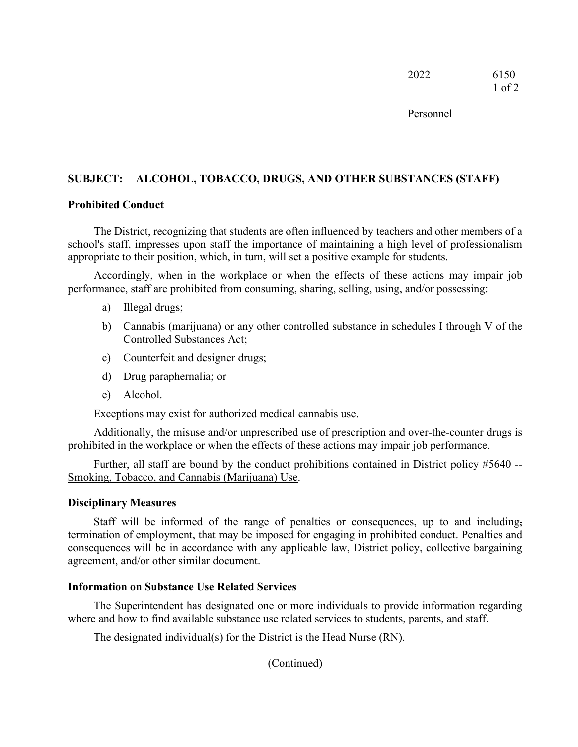Personnel

## SUBJECT: ALCOHOL, TOBACCO, DRUGS, AND OTHER SUBSTANCES (STAFF)

**Prohibited Conduct**

The District, recognizing that students are often influenced by teachers and other members of a school's staff, impresses upon staff the importance of maintaining a high level of professionalism appropriate to their position, which, in turn, will set a positive example for students.

Accordingly, when in the workplace or when the effects of these actions may impair job performance, staff are prohibited from consuming, sharing, selling, using, and/or possessing:

a) Illegal drugs;

b) Cannabis (marijuana) or any other controlled substance in schedules I through V of the Controlled Substances Act;

c) Counterfeit and designer drugs;

d) Drug paraphernalia; or

e) Alcohol.

Exceptions may exist for authorized medical cannabis use.

Additionally, the misuse and/or unprescribed use of prescription and over-the-counter drugs is prohibited in the workplace or when the effects of these actions may impair job performance.

Further, all staff are bound by the conduct prohibitions contained in District policy #5640 -- Smoking, Tobacco, and Cannabis (Marijuana) Use.

**Disciplinary Measures**

Staff will be informed of the range of penalties or consequences, up to and including termination of employment, that may be imposed for engaging in prohibited conduct. Penalties and consequences will be in accordance with any applicable law, District policy, collective bargaining agreement, and/or other similar document.

**Information on Substance Use Related Services**

The Superintendent has designated one or more individuals to provide information regarding where and how to find available substance use related services to students, parents, and staff.

The designated individual(s) for the District is the Head Nurse (RN).

(Continued)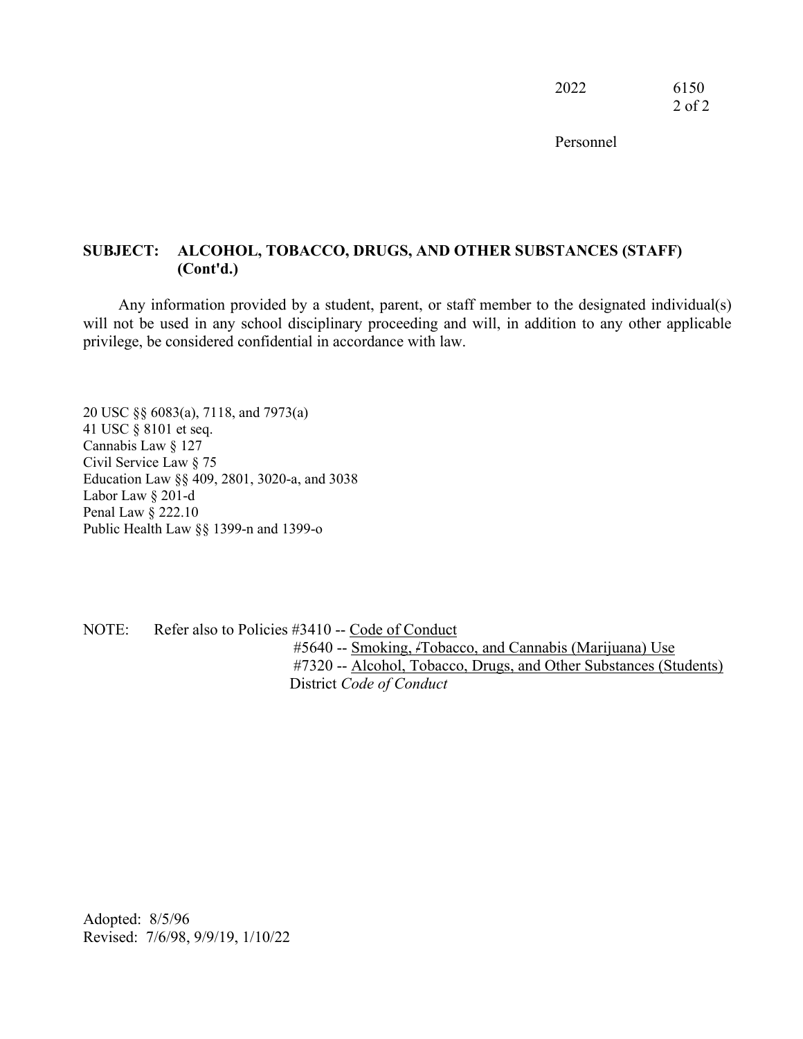## SUBJECT: ALCOHOL, TOBACCO, DRUGS, AND OTHER SUBSTANCES (STAFF) (Cont'd.)

Any information provided by a student, parent, or staff member to the designated individual(s) will not be used in any school disciplinary proceeding and will, in addition to any other applicable privilege, be considered confidential in accordance with law.

20 USC §§ 6083(a), 7118, and 7973(a)
41 USC § 8101 et seq.
Cannabis Law § 127
Civil Service Law § 75
Education Law §§ 409, 2801, 3020-a, and 3038
Labor Law § 201-d
Penal Law § 222.10
Public Health Law §§ 1399-n and 1399-o

NOTE: Refer also to Policies #3410 -- Code of Conduct
#5640 -- Smoking, /Tobacco, and Cannabis (Marijuana) Use
#7320 -- Alcohol, Tobacco, Drugs, and Other Substances (Students)
District *Code of Conduct*

Adopted: 8/5/96
Revised: 7/6/98, 9/9/19, 1/10/22